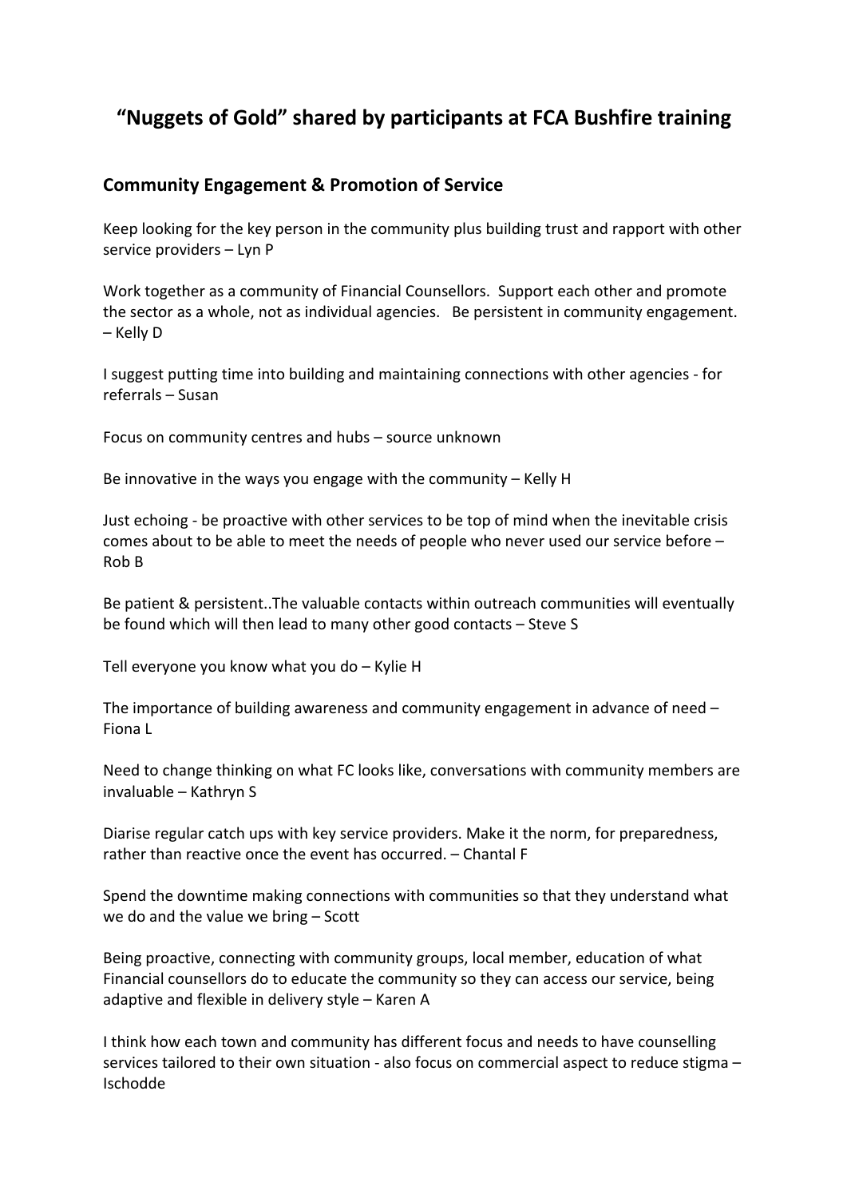# "Nuggets of Gold" shared by participants at FCA Bushfire training

## Community Engagement & Promotion of Service

Keep looking for the key person in the community plus building trust and rapport with other service providers – Lyn P

Work together as a community of Financial Counsellors. Support each other and promote the sector as a whole, not as individual agencies. Be persistent in community engagement. – Kelly D

I suggest putting time into building and maintaining connections with other agencies - for referrals – Susan

Focus on community centres and hubs – source unknown

Be innovative in the ways you engage with the community – Kelly H

Just echoing - be proactive with other services to be top of mind when the inevitable crisis comes about to be able to meet the needs of people who never used our service before – Rob B

Be patient & persistent..The valuable contacts within outreach communities will eventually be found which will then lead to many other good contacts – Steve S

Tell everyone you know what you do – Kylie H

The importance of building awareness and community engagement in advance of need – Fiona L

Need to change thinking on what FC looks like, conversations with community members are invaluable – Kathryn S

Diarise regular catch ups with key service providers. Make it the norm, for preparedness, rather than reactive once the event has occurred. – Chantal F

Spend the downtime making connections with communities so that they understand what we do and the value we bring – Scott

Being proactive, connecting with community groups, local member, education of what Financial counsellors do to educate the community so they can access our service, being adaptive and flexible in delivery style – Karen A

I think how each town and community has different focus and needs to have counselling services tailored to their own situation - also focus on commercial aspect to reduce stigma – Ischodde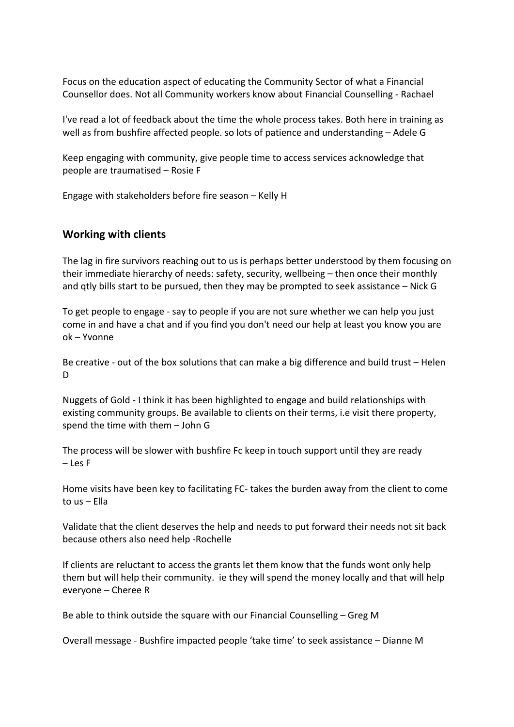Focus on the education aspect of educating the Community Sector of what a Financial Counsellor does. Not all Community workers know about Financial Counselling - Rachael

I've read a lot of feedback about the time the whole process takes. Both here in training as well as from bushfire affected people. so lots of patience and understanding – Adele G

Keep engaging with community, give people time to access services acknowledge that people are traumatised – Rosie F

Engage with stakeholders before fire season – Kelly H

## Working with clients

The lag in fire survivors reaching out to us is perhaps better understood by them focusing on their immediate hierarchy of needs: safety, security, wellbeing – then once their monthly and qtly bills start to be pursued, then they may be prompted to seek assistance – Nick G

To get people to engage - say to people if you are not sure whether we can help you just come in and have a chat and if you find you don't need our help at least you know you are ok – Yvonne

Be creative - out of the box solutions that can make a big difference and build trust – Helen D

Nuggets of Gold - I think it has been highlighted to engage and build relationships with existing community groups. Be available to clients on their terms, i.e visit there property, spend the time with them – John G

The process will be slower with bushfire Fc keep in touch support until they are ready – Les F

Home visits have been key to facilitating FC- takes the burden away from the client to come to us – Ella

Validate that the client deserves the help and needs to put forward their needs not sit back because others also need help -Rochelle

If clients are reluctant to access the grants let them know that the funds wont only help them but will help their community. ie they will spend the money locally and that will help everyone – Cheree R

Be able to think outside the square with our Financial Counselling – Greg M

Overall message - Bushfire impacted people 'take time' to seek assistance – Dianne M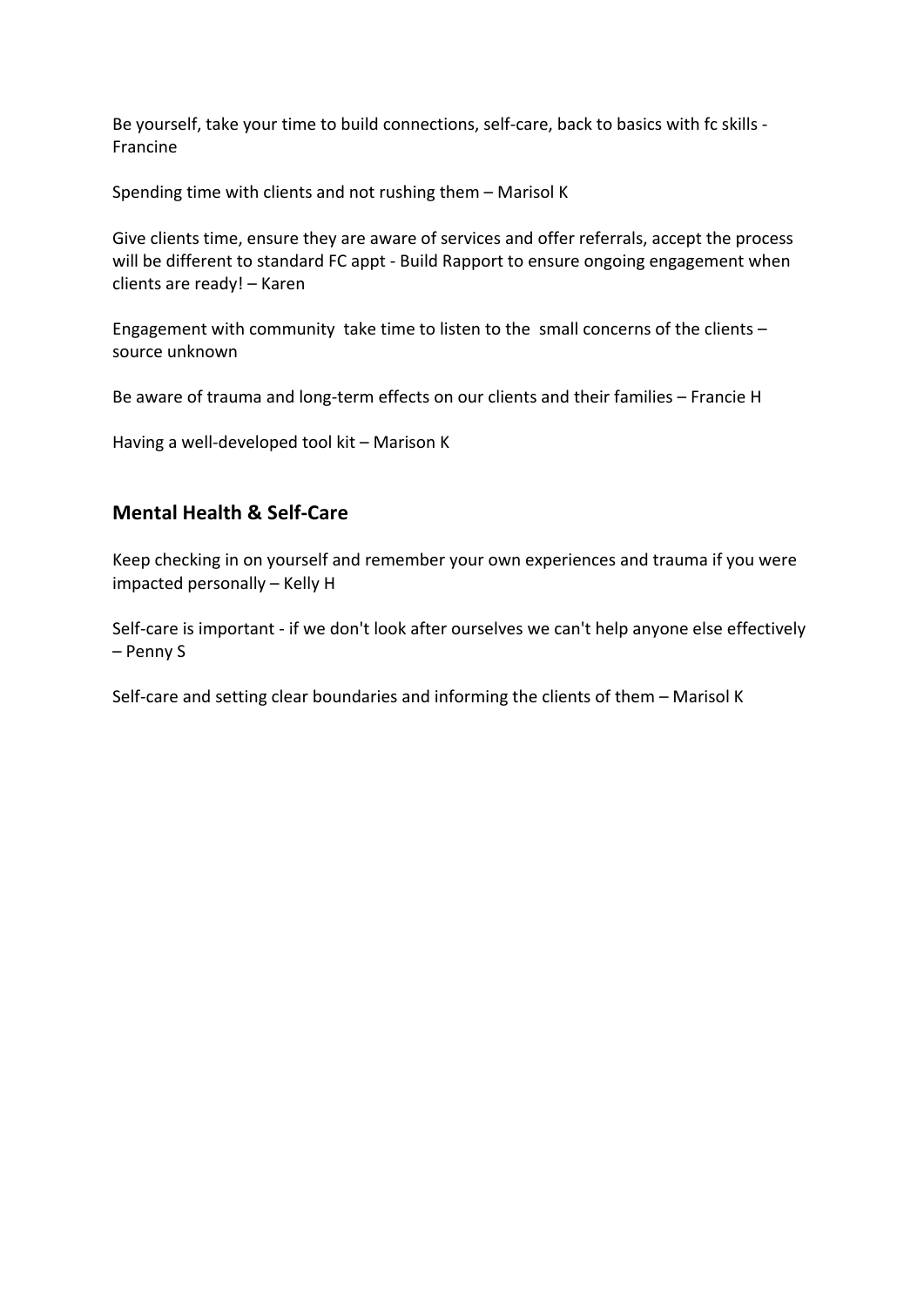Be yourself, take your time to build connections, self-care, back to basics with fc skills - Francine

Spending time with clients and not rushing them – Marisol K

Give clients time, ensure they are aware of services and offer referrals, accept the process will be different to standard FC appt - Build Rapport to ensure ongoing engagement when clients are ready! – Karen

Engagement with community  take time to listen to the  small concerns of the clients – source unknown

Be aware of trauma and long-term effects on our clients and their families – Francie H

Having a well-developed tool kit – Marison K

## Mental Health & Self-Care

Keep checking in on yourself and remember your own experiences and trauma if you were impacted personally – Kelly H

Self-care is important - if we don't look after ourselves we can't help anyone else effectively – Penny S

Self-care and setting clear boundaries and informing the clients of them – Marisol K